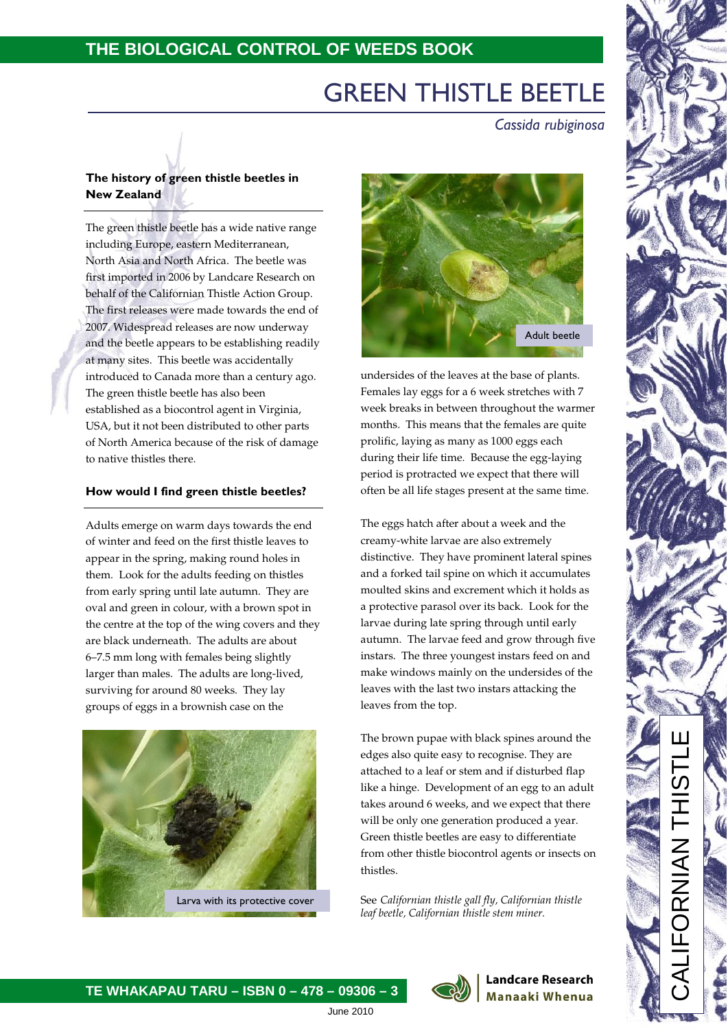# GREEN THISTLE BEETLE

*Cassida rubiginosa*

## The history of green thistle beetles in New Zealand

The green thistle beetle has a wide native range including Europe, eastern Mediterranean, North Asia and North Africa. The beetle was first imported in 2006 by Landcare Research on behalf of the Californian Thistle Action Group. The first releases were made towards the end of 2007. Widespread releases are now underway and the beetle appears to be establishing readily at many sites. This beetle was accidentally introduced to Canada more than a century ago. The green thistle beetle has also been established as a biocontrol agent in Virginia, USA, but it not been distributed to other parts of North America because of the risk of damage to native thistles there.

## How would I find green thistle beetles?

Adults emerge on warm days towards the end of winter and feed on the first thistle leaves to appear in the spring, making round holes in them. Look for the adults feeding on thistles from early spring until late autumn. They are oval and green in colour, with a brown spot in the centre at the top of the wing covers and they are black underneath. The adults are about 6–7.5 mm long with females being slightly larger than males. The adults are long-lived, surviving for around 80 weeks. They lay groups of eggs in a brownish case on the undersides of the leaves at the base of plants. Females lay eggs for a 6 week stretches with 7 week breaks in between throughout the warmer months. This means that the females are quite prolific, laying as many as 1000 eggs each during their life time. Because the egg-laying period is protracted we expect that there will often be all life stages present at the same time.

Larva with its protective cover

Adult beetle

The eggs hatch after about a week and the creamy-white larvae are also extremely distinctive. They have prominent lateral spines and a forked tail spine on which it accumulates moulted skins and excrement which it holds as a protective parasol over its back. Look for the larvae during late spring through until early autumn. The larvae feed and grow through five instars. The three youngest instars feed on and make windows mainly on the undersides of the leaves with the last two instars attacking the leaves from the top.

The brown pupae with black spines around the edges also quite easy to recognise. They are attached to a leaf or stem and if disturbed flap like a hinge. Development of an egg to an adult takes around 6 weeks, and we expect that there will be only one generation produced a year. Green thistle beetles are easy to differentiate from other thistle biocontrol agents or insects on thistles.

See *Californian thistle gall fly, Californian thistle leaf beetle, Californian thistle stem miner.*

CALIFORNIAN THISTLE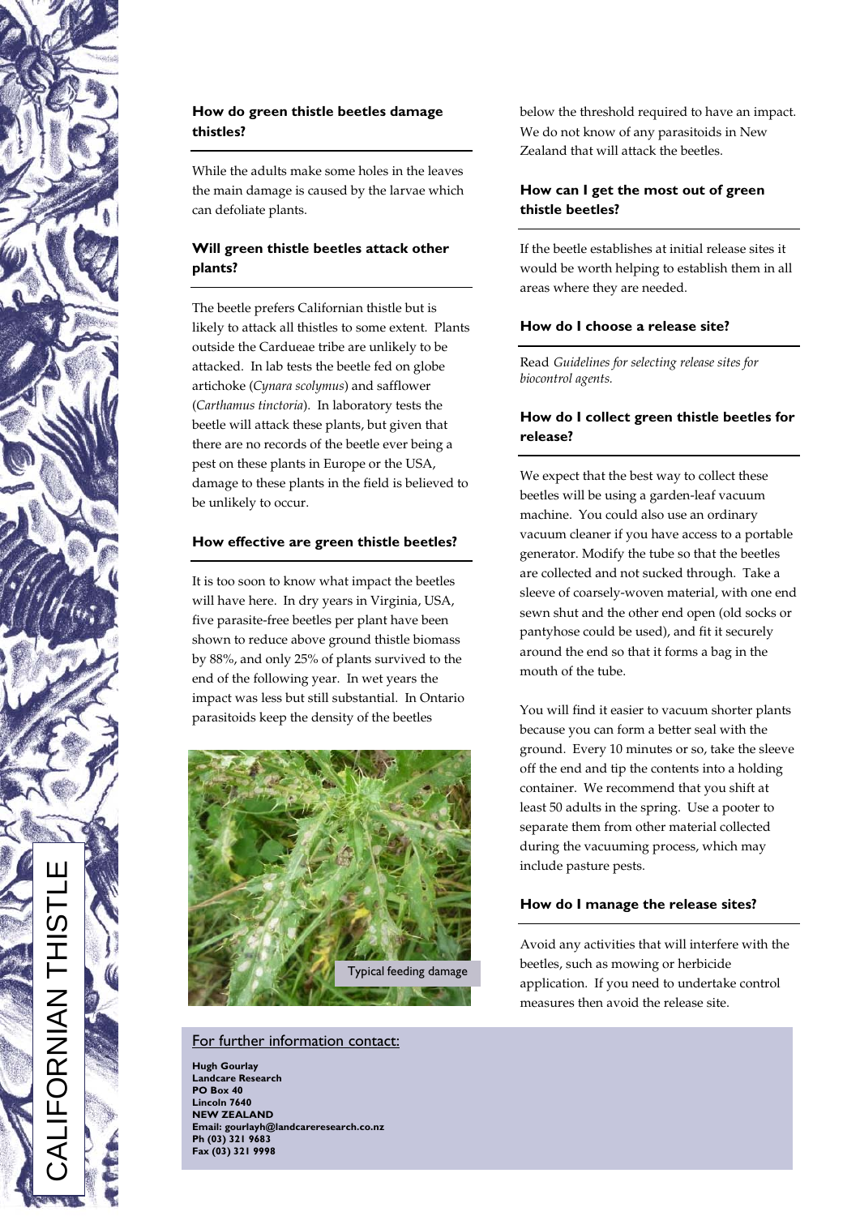## How do green thistle beetles damage thistles?

While the adults make some holes in the leaves the main damage is caused by the larvae which can defoliate plants.

## Will green thistle beetles attack other plants?

The beetle prefers Californian thistle but is likely to attack all thistles to some extent. Plants outside the Cardueae tribe are unlikely to be attacked. In lab tests the beetle fed on globe artichoke (*Cynara scolymus*) and safflower (*Carthamus tinctoria*). In laboratory tests the beetle will attack these plants, but given that there are no records of the beetle ever being a pest on these plants in Europe or the USA, damage to these plants in the field is believed to be unlikely to occur.

## How effective are green thistle beetles?

It is too soon to know what impact the beetles will have here. In dry years in Virginia, USA, five parasite-free beetles per plant have been shown to reduce above ground thistle biomass by 88%, and only 25% of plants survived to the end of the following year. In wet years the impact was less but still substantial. In Ontario parasitoids keep the density of the beetles below the threshold required to have an impact. We do not know of any parasitoids in New Zealand that will attack the beetles.

Typical feeding damage

## How can I get the most out of green thistle beetles?

If the beetle establishes at initial release sites it would be worth helping to establish them in all areas where they are needed.

## How do I choose a release site?

Read *Guidelines for selecting release sites for biocontrol agents.*

## How do I collect green thistle beetles for release?

We expect that the best way to collect these beetles will be using a garden-leaf vacuum machine. You could also use an ordinary vacuum cleaner if you have access to a portable generator. Modify the tube so that the beetles are collected and not sucked through. Take a sleeve of coarsely-woven material, with one end sewn shut and the other end open (old socks or pantyhose could be used), and fit it securely around the end so that it forms a bag in the mouth of the tube.

You will find it easier to vacuum shorter plants because you can form a better seal with the ground. Every 10 minutes or so, take the sleeve off the end and tip the contents into a holding container. We recommend that you shift at least 50 adults in the spring. Use a pooter to separate them from other material collected during the vacuuming process, which may include pasture pests.

## How do I manage the release sites?

Avoid any activities that will interfere with the beetles, such as mowing or herbicide application. If you need to undertake control measures then avoid the release site.

For further information contact:

**Hugh Gourlay**
**Landcare Research**
**PO Box 40**
**Lincoln 7640**
**NEW ZEALAND**
**Email: gourlayh@landcareresearch.co.nz**
**Ph (03) 321 9683**
**Fax (03) 321 9998**

CALIFORNIAN THISTLE